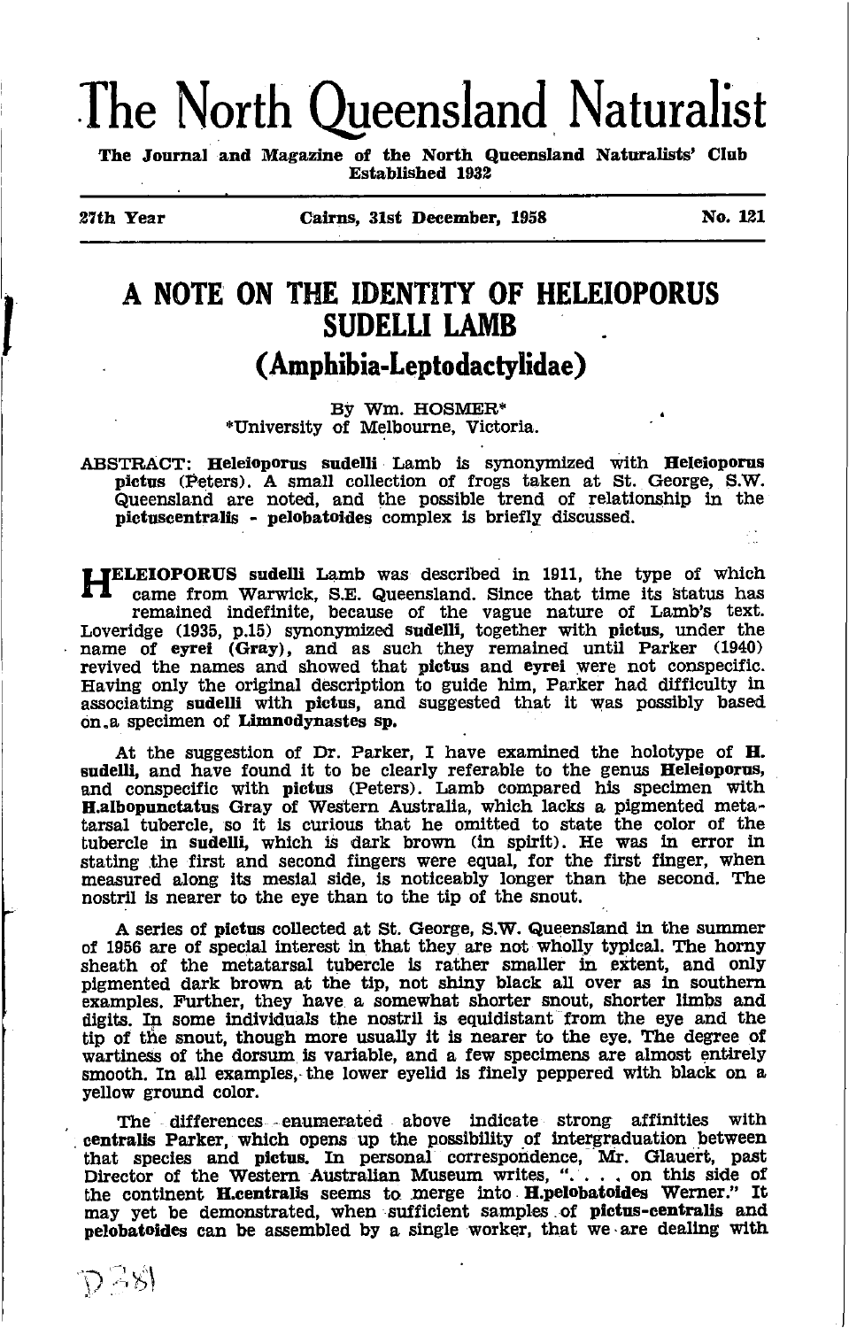# The North Queensland Naturalist

**The Journal and Magazine of the North Queensland Naturalists' Club**
**Established 1932**

27th Year | Cairns, 31st December, 1958 | No. 121

## A NOTE ON THE IDENTITY OF HELEIOPORUS SUDELLI LAMB

### (Amphibia-Leptodactylidae)

By Wm. HOSMER*
*University of Melbourne, Victoria.

ABSTRACT: **Heleioporus sudelli** Lamb is synonymized with **Heleioporus pictus** (Peters). A small collection of frogs taken at St. George, S.W. Queensland are noted, and the possible trend of relationship in the **pictuscentralis - pelobatoides** complex is briefly discussed.

**HELEIOPORUS sudelli** Lamb was described in 1911, the type of which came from Warwick, S.E. Queensland. Since that time its status has remained indefinite, because of the vague nature of Lamb's text. Loveridge (1935, p.15) synonymized **sudelli**, together with **pictus**, under the name of **eyrei (Gray)**, and as such they remained until Parker (1940) revived the names and showed that **pictus** and **eyrei** were not conspecific. Having only the original description to guide him, Parker had difficulty in associating **sudelli** with **pictus**, and suggested that it was possibly based on a specimen of **Limnodynastes sp.**

At the suggestion of Dr. Parker, I have examined the holotype of **H. sudelli**, and have found it to be clearly referable to the genus **Heleioporus**, and conspecific with **pictus** (Peters). Lamb compared his specimen with **H.albopunctatus** Gray of Western Australia, which lacks a pigmented metatarsal tubercle, so it is curious that he omitted to state the color of the tubercle in **sudelli**, which is dark brown (in spirit). He was in error in stating the first and second fingers were equal, for the first finger, when measured along its mesial side, is noticeably longer than the second. The nostril is nearer to the eye than to the tip of the snout.

A series of **pictus** collected at St. George, S.W. Queensland in the summer of 1956 are of special interest in that they are not wholly typical. The horny sheath of the metatarsal tubercle is rather smaller in extent, and only pigmented dark brown at the tip, not shiny black all over as in southern examples. Further, they have a somewhat shorter snout, shorter limbs and digits. In some individuals the nostril is equidistant from the eye and the tip of the snout, though more usually it is nearer to the eye. The degree of wartiness of the dorsum is variable, and a few specimens are almost entirely smooth. In all examples, the lower eyelid is finely peppered with black on a yellow ground color.

The differences enumerated above indicate strong affinities with **centralis** Parker, which opens up the possibility of intergraduation between that species and **pictus**. In personal correspondence, Mr. Glauert, past Director of the Western Australian Museum writes, ". . . . on this side of the continent **H.centralis** seems to merge into **H.pelobatoides** Werner." It may yet be demonstrated, when sufficient samples of **pictus-centralis** and **pelobatoides** can be assembled by a single worker, that we are dealing with

D381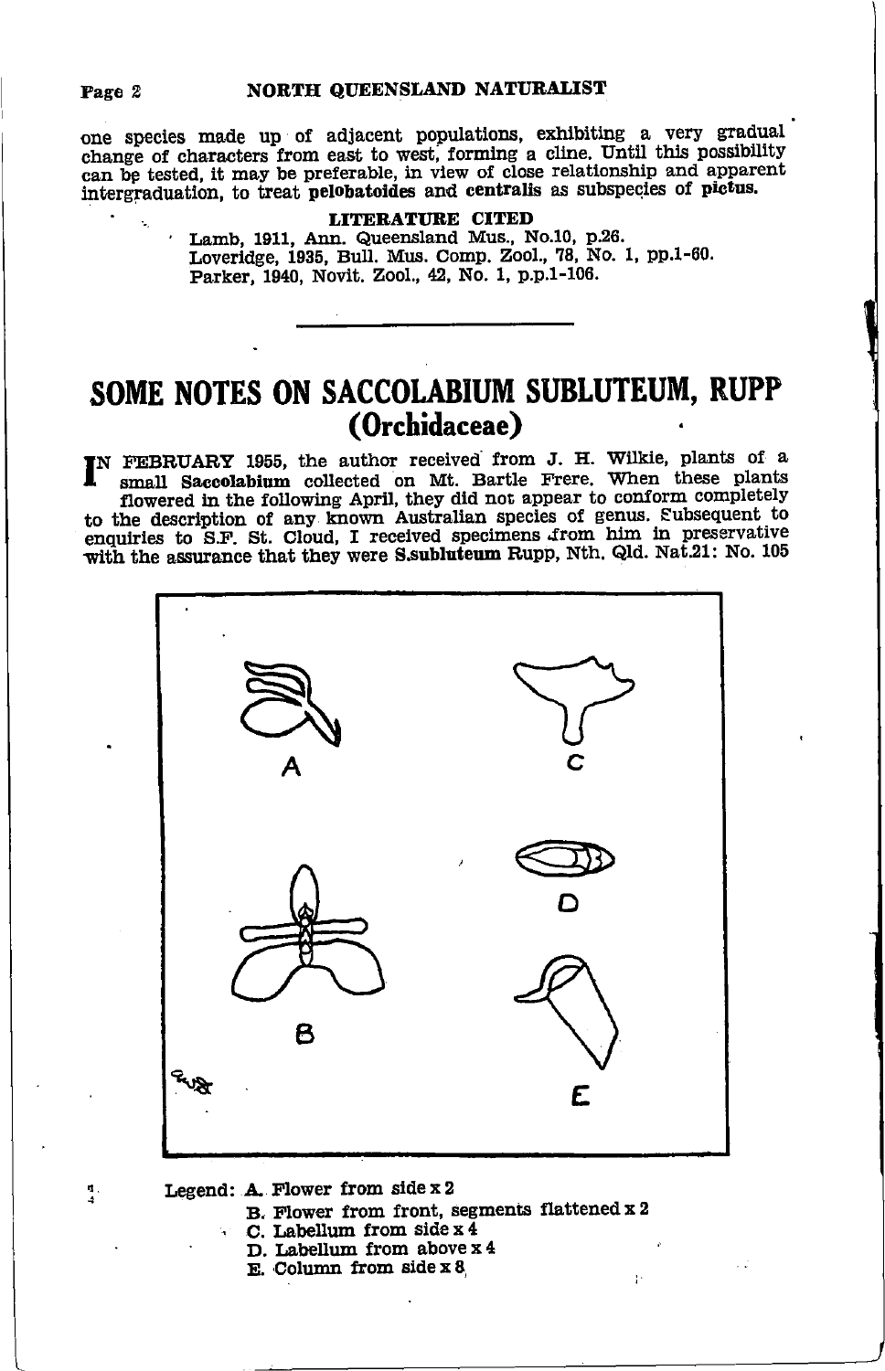one species made up of adjacent populations, exhibiting a very gradual change of characters from east to west, forming a cline. Until this possibility can be tested, it may be preferable, in view of close relationship and apparent intergraduation, to treat **pelobatoides** and **centralis** as subspecies of **pictus.**

### LITERATURE CITED

Lamb, 1911, Ann. Queensland Mus., No.10, p.26.
Loveridge, 1935, Bull. Mus. Comp. Zool., 78, No. 1, pp.1-60.
Parker, 1940, Novit. Zool., 42, No. 1, p.p.1-106.

---

# SOME NOTES ON SACCOLABIUM SUBLUTEUM, RUPP
## (Orchidaceae)

IN FEBRUARY 1955, the author received from J. H. Wilkie, plants of a small **Saccolabium** collected on Mt. Bartle Frere. When these plants flowered in the following April, they did not appear to conform completely to the description of any known Australian species of genus. Subsequent to enquiries to S.F. St. Cloud, I received specimens from him in preservative with the assurance that they were **S.subluteum** Rupp, Nth. Qld. Nat.21: No. 105

Legend: A. Flower from side x 2
B. Flower from front, segments flattened x 2
C. Labellum from side x 4
D. Labellum from above x 4
E. Column from side x 8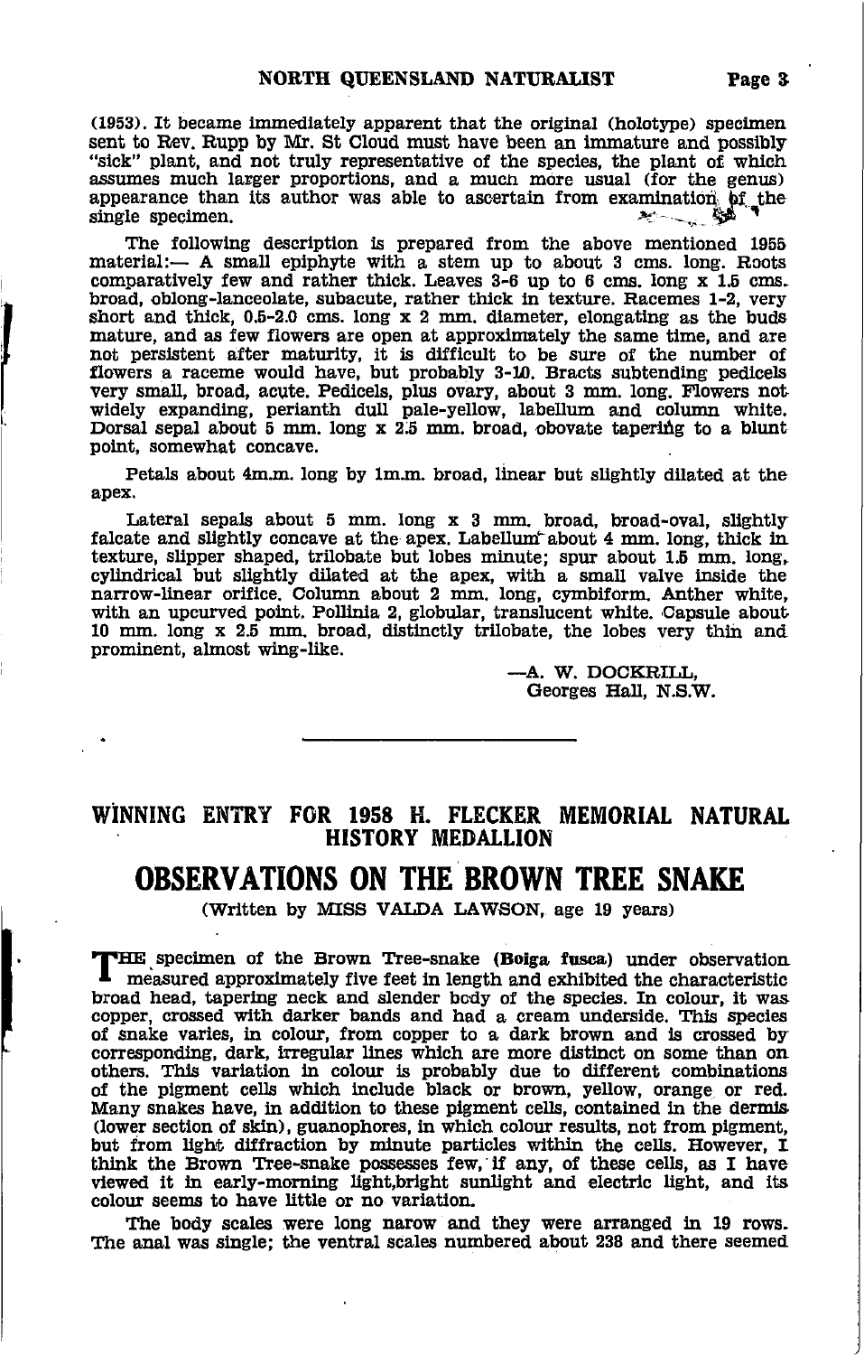(1953). It became immediately apparent that the original (holotype) specimen sent to Rev. Rupp by Mr. St Cloud must have been an immature and possibly "sick" plant, and not truly representative of the species, the plant of which assumes much larger proportions, and a much more usual (for the genus) appearance than its author was able to ascertain from examination of the single specimen.

The following description is prepared from the above mentioned 1955 material:— A small epiphyte with a stem up to about 3 cms. long. Roots comparatively few and rather thick. Leaves 3-6 up to 6 cms. long x 1.5 cms. broad, oblong-lanceolate, subacute, rather thick in texture. Racemes 1-2, very short and thick, 0.5-2.0 cms. long x 2 mm. diameter, elongating as the buds mature, and as few flowers are open at approximately the same time, and are not persistent after maturity, it is difficult to be sure of the number of flowers a raceme would have, but probably 3-10. Bracts subtending pedicels very small, broad, acute. Pedicels, plus ovary, about 3 mm. long. Flowers not widely expanding, perianth dull pale-yellow, labellum and column white. Dorsal sepal about 5 mm. long x 2.5 mm. broad, obovate tapering to a blunt point, somewhat concave.

Petals about 4m.m. long by 1m.m. broad, linear but slightly dilated at the apex.

Lateral sepals about 5 mm. long x 3 mm. broad, broad-oval, slightly falcate and slightly concave at the apex. Labellum about 4 mm. long, thick in texture, slipper shaped, trilobate but lobes minute; spur about 1.5 mm. long, cylindrical but slightly dilated at the apex, with a small valve inside the narrow-linear orifice. Column about 2 mm. long, cymbiform. Anther white, with an upcurved point. Pollinia 2, globular, translucent white. Capsule about 10 mm. long x 2.5 mm. broad, distinctly trilobate, the lobes very thin and prominent, almost wing-like.

—A. W. DOCKRILL,
Georges Hall, N.S.W.

---

## WINNING ENTRY FOR 1958 H. FLECKER MEMORIAL NATURAL HISTORY MEDALLION

# OBSERVATIONS ON THE BROWN TREE SNAKE

(Written by MISS VALDA LAWSON, age 19 years)

THE specimen of the Brown Tree-snake (**Boiga fusca**) under observation measured approximately five feet in length and exhibited the characteristic broad head, tapering neck and slender body of the species. In colour, it was copper, crossed with darker bands and had a cream underside. This species of snake varies, in colour, from copper to a dark brown and is crossed by corresponding, dark, irregular lines which are more distinct on some than on others. This variation in colour is probably due to different combinations of the pigment cells which include black or brown, yellow, orange or red. Many snakes have, in addition to these pigment cells, contained in the dermis (lower section of skin), guanophores, in which colour results, not from pigment, but from light diffraction by minute particles within the cells. However, I think the Brown Tree-snake possesses few, if any, of these cells, as I have viewed it in early-morning light,bright sunlight and electric light, and its colour seems to have little or no variation.

The body scales were long narow and they were arranged in 19 rows. The anal was single; the ventral scales numbered about 238 and there seemed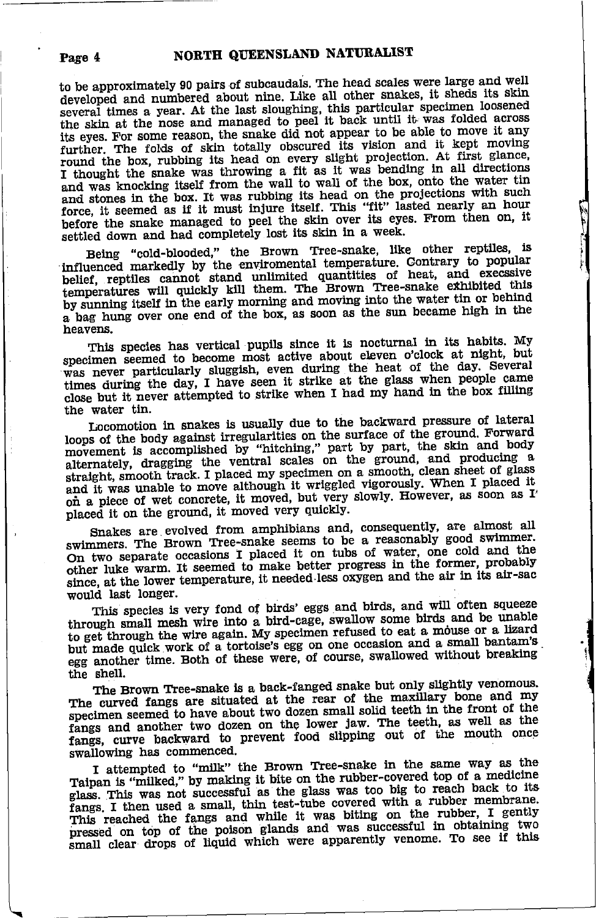to be approximately 90 pairs of subcaudals. The head scales were large and well developed and numbered about nine. Like all other snakes, it sheds its skin several times a year. At the last sloughing, this particular specimen loosened the skin at the nose and managed to peel it back until it was folded across its eyes. For some reason, the snake did not appear to be able to move it any further. The folds of skin totally obscured its vision and it kept moving round the box, rubbing its head on every slight projection. At first glance, I thought the snake was throwing a fit as it was bending in all directions and was knocking itself from the wall to wall of the box, onto the water tin and stones in the box. It was rubbing its head on the projections with such force, it seemed as if it must injure itself. This "fit" lasted nearly an hour before the snake managed to peel the skin over its eyes. From then on, it settled down and had completely lost its skin in a week.

Being "cold-blooded," the Brown Tree-snake, like other reptiles, is influenced markedly by the enviromental temperature. Contrary to popular belief, reptiles cannot stand unlimited quantities of heat, and execssive temperatures will quickly kill them. The Brown Tree-snake exhibited this by sunning itself in the early morning and moving into the water tin or behind a bag hung over one end of the box, as soon as the sun became high in the heavens.

This species has vertical pupils since it is nocturnal in its habits. My specimen seemed to become most active about eleven o'clock at night, but was never particularly sluggish, even during the heat of the day. Several times during the day, I have seen it strike at the glass when people came close but it never attempted to strike when I had my hand in the box filling the water tin.

Locomotion in snakes is usually due to the backward pressure of lateral loops of the body against irregularities on the surface of the ground. Forward movement is accomplished by "hitching," part by part, the skin and body alternately, dragging the ventral scales on the ground, and producing a straight, smooth track. I placed my specimen on a smooth, clean sheet of glass and it was unable to move although it wriggled vigorously. When I placed it on a piece of wet concrete, it moved, but very slowly. However, as soon as I placed it on the ground, it moved very quickly.

Snakes are evolved from amphibians and, consequently, are almost all swimmers. The Brown Tree-snake seems to be a reasonably good swimmer. On two separate occasions I placed it on tubs of water, one cold and the other luke warm. It seemed to make better progress in the former, probably since, at the lower temperature, it needed less oxygen and the air in its air-sac would last longer.

This species is very fond of birds' eggs and birds, and will often squeeze through small mesh wire into a bird-cage, swallow some birds and be unable to get through the wire again. My specimen refused to eat a mouse or a lizard but made quick work of a tortoise's egg on one occasion and a small bantam's egg another time. Both of these were, of course, swallowed without breaking the shell.

The Brown Tree-snake is a back-fanged snake but only slightly venomous. The curved fangs are situated at the rear of the maxillary bone and my specimen seemed to have about two dozen small solid teeth in the front of the fangs and another two dozen on the lower jaw. The teeth, as well as the fangs, curve backward to prevent food slipping out of the mouth once swallowing has commenced.

I attempted to "milk" the Brown Tree-snake in the same way as the Taipan is "milked," by making it bite on the rubber-covered top of a medicine glass. This was not successful as the glass was too big to reach back to its fangs. I then used a small, thin test-tube covered with a rubber membrane. This reached the fangs and while it was biting on the rubber, I gently pressed on top of the poison glands and was successful in obtaining two small clear drops of liquid which were apparently venome. To see if this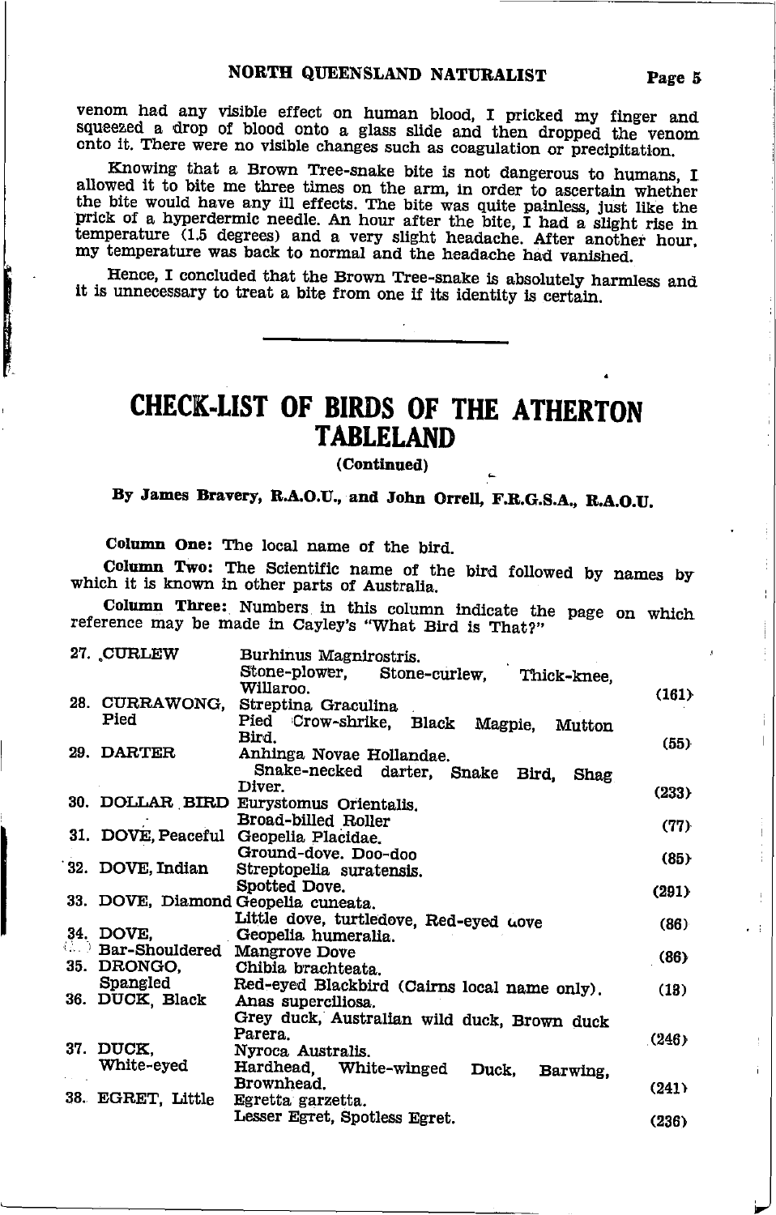venom had any visible effect on human blood, I pricked my finger and squeezed a drop of blood onto a glass slide and then dropped the venom onto it. There were no visible changes such as coagulation or precipitation.

Knowing that a Brown Tree-snake bite is not dangerous to humans, I allowed it to bite me three times on the arm, in order to ascertain whether the bite would have any ill effects. The bite was quite painless, just like the prick of a hyperdermic needle. An hour after the bite, I had a slight rise in temperature (1.5 degrees) and a very slight headache. After another hour, my temperature was back to normal and the headache had vanished.

Hence, I concluded that the Brown Tree-snake is absolutely harmless and it is unnecessary to treat a bite from one if its identity is certain.

---

# CHECK-LIST OF BIRDS OF THE ATHERTON TABLELAND

**(Continued)**

**By James Bravery, R.A.O.U., and John Orrell, F.R.G.S.A., R.A.O.U.**

**Column One:** The local name of the bird.

**Column Two:** The Scientific name of the bird followed by names by which it is known in other parts of Australia.

**Column Three:** Numbers in this column indicate the page on which reference may be made in Cayley's "What Bird is That?"

| | | |
|---|---|---|
| 27. CURLEW | Burhinus Magnirostris. Stone-plower, Stone-curlew, Thick-knee, Willaroo. | (161) |
| 28. CURRAWONG, Pied | Streptina Graculina. Pied Crow-shrike, Black Magpie, Mutton Bird. | (55) |
| 29. DARTER | Anhinga Novae Hollandae. Snake-necked darter, Snake Bird, Shag Diver. | (233) |
| 30. DOLLAR BIRD | Eurystomus Orientalis. Broad-billed Roller | (77) |
| 31. DOVE, Peaceful | Geopelia Placidae. Ground-dove. Doo-doo | (85) |
| 32. DOVE, Indian | Streptopelia suratensis. Spotted Dove. | (291) |
| 33. DOVE, Diamond | Geopelia cuneata. Little dove, turtledove, Red-eyed dove | (86) |
| 34. DOVE, Bar-Shouldered | Geopelia humeralia. Mangrove Dove | (86) |
| 35. DRONGO, Spangled | Chibia brachteata. Red-eyed Blackbird (Cairns local name only). | (18) |
| 36. DUCK, Black | Anas superciliosa. Grey duck, Australian wild duck, Brown duck Parera. | (246) |
| 37. DUCK, White-eyed | Nyroca Australis. Hardhead, White-winged Duck, Barwing, Brownhead. | (241) |
| 38. EGRET, Little | Egretta garzetta. Lesser Egret, Spotless Egret. | (236) |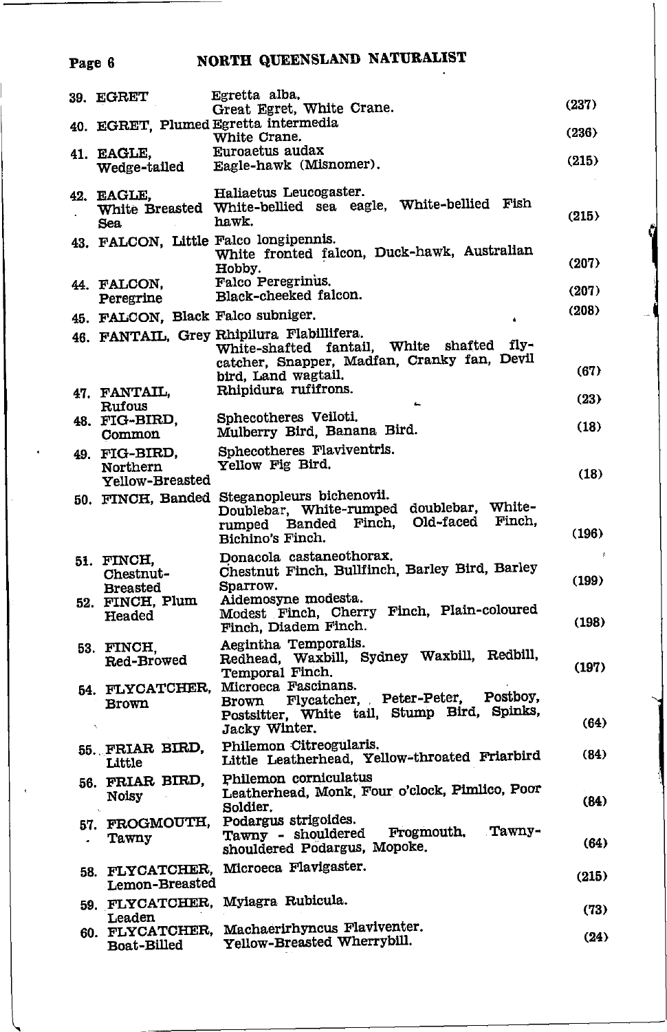| No. | Name | Scientific name and other names | Ref. |
|---|---|---|---|
| 39. | EGRET | Egretta alba. Great Egret, White Crane. | (237) |
| 40. | EGRET, Plumed | Egretta intermedia White Crane. | (236) |
| 41. | EAGLE, Wedge-tailed | Euroaetus audax Eagle-hawk (Misnomer). | (215) |
| 42. | EAGLE, White Breasted Sea | Haliaetus Leucogaster. White-bellied sea eagle, White-bellied Fish hawk. | (215) |
| 43. | FALCON, Little | Falco longipennis. White fronted falcon, Duck-hawk, Australian Hobby. | (207) |
| 44. | FALCON, Peregrine | Falco Peregrinus. Black-cheeked falcon. | (207) |
| 45. | FALCON, Black | Falco subniger. | (208) |
| 46. | FANTAIL, Grey | Rhipilura Flabillifera. White-shafted fantail, White shafted fly-catcher, Snapper, Madfan, Cranky fan, Devil bird, Land wagtail. | (67) |
| 47. | FANTAIL, Rufous | Rhipidura rufifrons. | (23) |
| 48. | FIG-BIRD, Common | Sphecotheres Veilloti. Mulberry Bird, Banana Bird. | (18) |
| 49. | FIG-BIRD, Northern Yellow-Breasted | Sphecotheres Flaviventris. Yellow Fig Bird. | (18) |
| 50. | FINCH, Banded | Steganopleura bichenovii. Doublebar, White-rumped doublebar, White-rumped Banded Finch, Old-faced Finch, Bichino's Finch. | (196) |
| 51. | FINCH, Chestnut-Breasted | Donacola castaneothorax. Chestnut Finch, Bullfinch, Barley Bird, Barley Sparrow. | (199) |
| 52. | FINCH, Plum Headed | Aidemosyne modesta. Modest Finch, Cherry Finch, Plain-coloured Finch, Diadem Finch. | (198) |
| 53. | FINCH, Red-Browed | Aegintha Temporalis. Redhead, Waxbill, Sydney Waxbill, Redbill, Temporal Finch. | (197) |
| 54. | FLYCATCHER, Brown | Microeca Fascinans. Brown Flycatcher, Peter-Peter, Postboy, Postsitter, White tail, Stump Bird, Spinks, Jacky Winter. | (64) |
| 55. | FRIAR BIRD, Little | Philemon Citreogularis. Little Leatherhead, Yellow-throated Friarbird | (84) |
| 56. | FRIAR BIRD, Noisy | Philemon corniculatus Leatherhead, Monk, Four o'clock, Pimlico, Poor Soldier. | (84) |
| 57. | FROGMOUTH, Tawny | Podargus strigoides. Tawny - shouldered Frogmouth, Tawny-shouldered Podargus, Mopoke. | (64) |
| 58. | FLYCATCHER, Lemon-Breasted | Microeca Flavigaster. | (215) |
| 59. | FLYCATCHER, Leaden | Myiagra Rubicula. | (73) |
| 60. | FLYCATCHER, Boat-Billed | Machaerirhyncus Flaviventer. Yellow-Breasted Wherrybill. | (24) |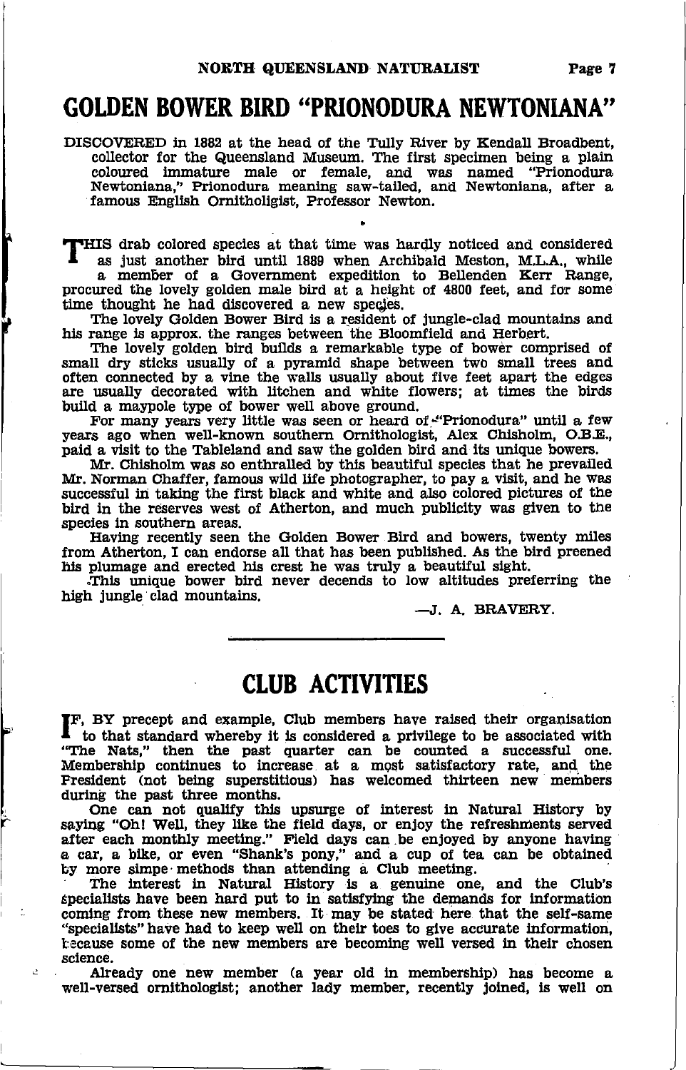# GOLDEN BOWER BIRD "PRIONODURA NEWTONIANA"

DISCOVERED in 1882 at the head of the Tully River by Kendall Broadbent, collector for the Queensland Museum. The first specimen being a plain coloured immature male or female, and was named "Prionodura Newtoniana," Prionodura meaning saw-tailed, and Newtoniana, after a famous English Ornitholigist, Professor Newton.

THIS drab colored species at that time was hardly noticed and considered as just another bird until 1889 when Archibald Meston, M.L.A., while a member of a Government expedition to Bellenden Kerr Range, procured the lovely golden male bird at a height of 4800 feet, and for some time thought he had discovered a new species.

The lovely Golden Bower Bird is a resident of jungle-clad mountains and his range is approx. the ranges between the Bloomfield and Herbert.

The lovely golden bird builds a remarkable type of bower comprised of small dry sticks usually of a pyramid shape between two small trees and often connected by a vine the walls usually about five feet apart the edges are usually decorated with litchen and white flowers; at times the birds build a maypole type of bower well above ground.

For many years very little was seen or heard of "Prionodura" until a few years ago when well-known southern Ornithologist, Alex Chisholm, O.B.E., paid a visit to the Tableland and saw the golden bird and its unique bowers.

Mr. Chisholm was so enthralled by this beautiful species that he prevailed Mr. Norman Chaffer, famous wild life photographer, to pay a visit, and he was successful in taking the first black and white and also colored pictures of the bird in the reserves west of Atherton, and much publicity was given to the species in southern areas.

Having recently seen the Golden Bower Bird and bowers, twenty miles from Atherton, I can endorse all that has been published. As the bird preened his plumage and erected his crest he was truly a beautiful sight.

This unique bower bird never decends to low altitudes preferring the high jungle clad mountains.

—J. A. BRAVERY.

# CLUB ACTIVITIES

IF, BY precept and example, Club members have raised their organisation to that standard whereby it is considered a privilege to be associated with "The Nats," then the past quarter can be counted a successful one. Membership continues to increase at a most satisfactory rate, and the President (not being superstitious) has welcomed thirteen new members during the past three months.

One can not qualify this upsurge of interest in Natural History by saying "Oh! Well, they like the field days, or enjoy the refreshments served after each monthly meeting." Field days can be enjoyed by anyone having a car, a bike, or even "Shank's pony," and a cup of tea can be obtained by more simpe methods than attending a Club meeting.

The interest in Natural History is a genuine one, and the Club's specialists have been hard put to in satisfying the demands for information coming from these new members. It may be stated here that the self-same "specialists" have had to keep well on their toes to give accurate information, because some of the new members are becoming well versed in their chosen science.

Already one new member (a year old in membership) has become a well-versed ornithologist; another lady member, recently joined, is well on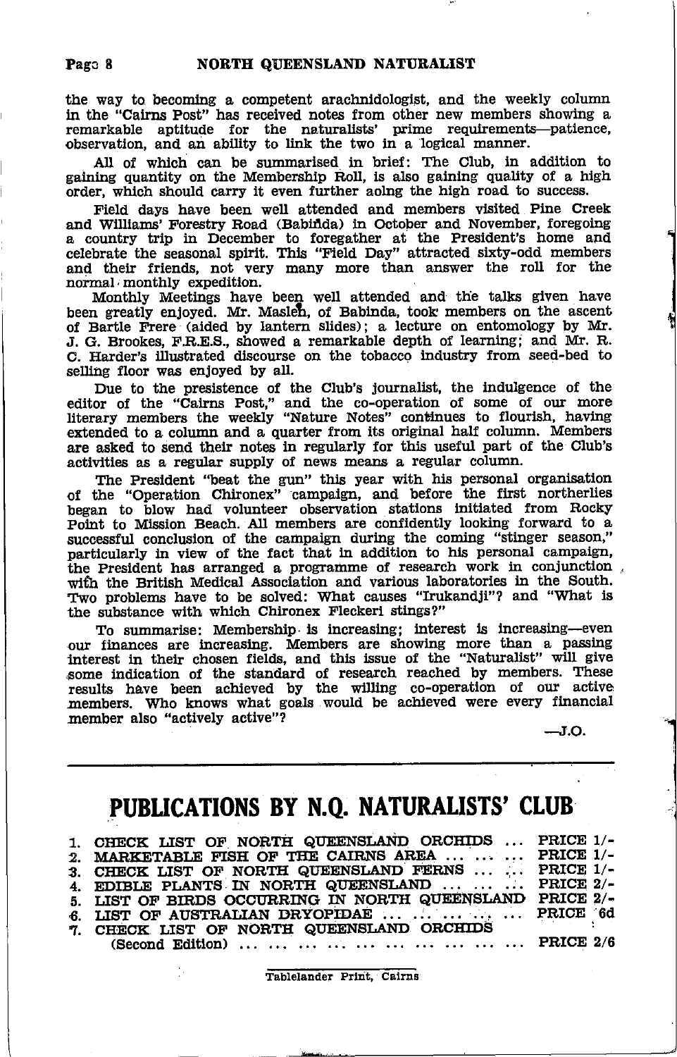the way to becoming a competent arachnidologist, and the weekly column in the "Cairns Post" has received notes from other new members showing a remarkable aptitude for the naturalists' prime requirements—patience, observation, and an ability to link the two in a logical manner.

All of which can be summarised in brief: The Club, in addition to gaining quantity on the Membership Roll, is also gaining quality of a high order, which should carry it even further aolng the high road to success.

Field days have been well attended and members visited Pine Creek and Williams' Forestry Road (Babinda) in October and November, foregoing a country trip in December to foregather at the President's home and celebrate the seasonal spirit. This "Field Day" attracted sixty-odd members and their friends, not very many more than answer the roll for the normal monthly expedition.

Monthly Meetings have been well attended and the talks given have been greatly enjoyed. Mr. Maslen, of Babinda, took members on the ascent of Bartle Frere (aided by lantern slides); a lecture on entomology by Mr. J. G. Brookes, F.R.E.S., showed a remarkable depth of learning; and Mr. R. C. Harder's illustrated discourse on the tobacco industry from seed-bed to selling floor was enjoyed by all.

Due to the presistence of the Club's journalist, the indulgence of the editor of the "Cairns Post," and the co-operation of some of our more literary members the weekly "Nature Notes" continues to flourish, having extended to a column and a quarter from its original half column. Members are asked to send their notes in regularly for this useful part of the Club's activities as a regular supply of news means a regular column.

The President "beat the gun" this year with his personal organisation of the "Operation Chironex" campaign, and before the first northerlies began to blow had volunteer observation stations initiated from Rocky Point to Mission Beach. All members are confidently looking forward to a successful conclusion of the campaign during the coming "stinger season," particularly in view of the fact that in addition to his personal campaign, the President has arranged a programme of research work in conjunction with the British Medical Association and various laboratories in the South. Two problems have to be solved: What causes "Irukandji"? and "What is the substance with which Chironex Fleckeri stings?"

To summarise: Membership is increasing; interest is increasing—even our finances are increasing. Members are showing more than a passing interest in their chosen fields, and this issue of the "Naturalist" will give some indication of the standard of research reached by members. These results have been achieved by the willing co-operation of our active members. Who knows what goals would be achieved were every financial member also "actively active"?

—J.O.

# PUBLICATIONS BY N.Q. NATURALISTS' CLUB

1. CHECK LIST OF NORTH QUEENSLAND ORCHIDS ... PRICE 1/-
2. MARKETABLE FISH OF THE CAIRNS AREA ... ... ... PRICE 1/-
3. CHECK LIST OF NORTH QUEENSLAND FERNS ... ... PRICE 1/-
4. EDIBLE PLANTS IN NORTH QUEENSLAND ... ... ... PRICE 2/-
5. LIST OF BIRDS OCCURRING IN NORTH QUEENSLAND PRICE 2/-
6. LIST OF AUSTRALIAN DRYOPIDAE ... ... ... ... ... PRICE 6d
7. CHECK LIST OF NORTH QUEENSLAND ORCHIDS (Second Edition) ... ... ... ... ... ... ... ... ... ... PRICE 2/6

Tablelander Print, Cairns